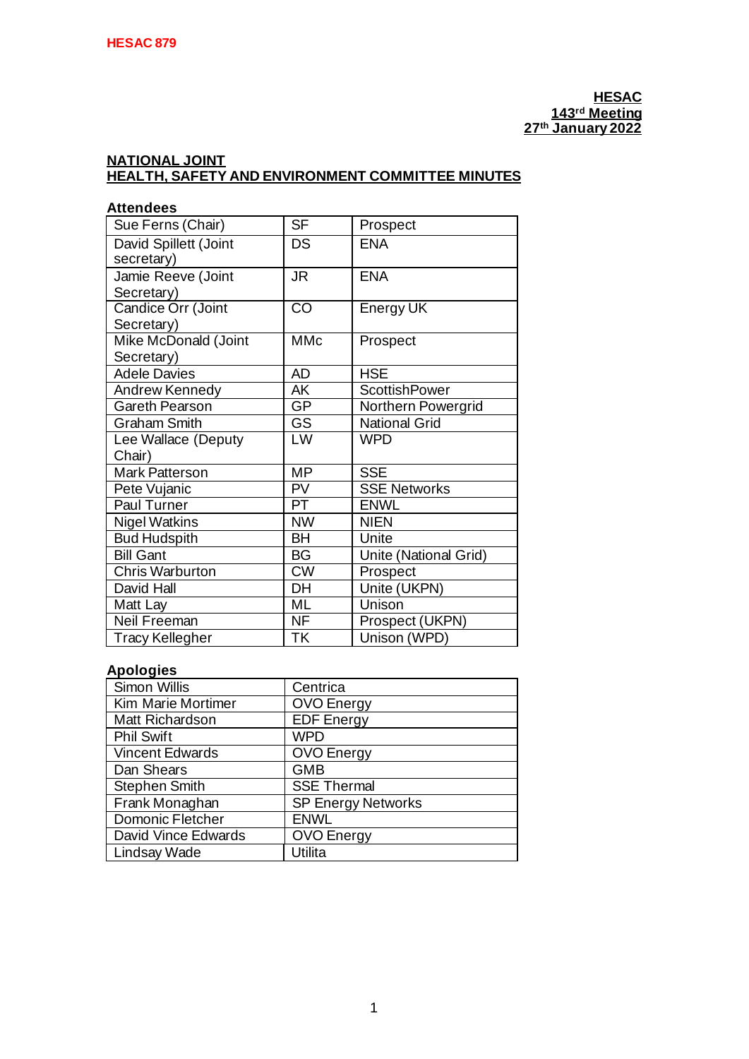HESAC 879

**HESAC**
**143rd Meeting**
**27th January 2022**

## NATIONAL JOINT
## HEALTH, SAFETY AND ENVIRONMENT COMMITTEE MINUTES

### Attendees

| Name | Initials | Organisation |
|---|---|---|
| Sue Ferns (Chair) | SF | Prospect |
| David Spillett (Joint secretary) | DS | ENA |
| Jamie Reeve (Joint Secretary) | JR | ENA |
| Candice Orr (Joint Secretary) | CO | Energy UK |
| Mike McDonald (Joint Secretary) | MMc | Prospect |
| Adele Davies | AD | HSE |
| Andrew Kennedy | AK | ScottishPower |
| Gareth Pearson | GP | Northern Powergrid |
| Graham Smith | GS | National Grid |
| Lee Wallace (Deputy Chair) | LW | WPD |
| Mark Patterson | MP | SSE |
| Pete Vujanic | PV | SSE Networks |
| Paul Turner | PT | ENWL |
| Nigel Watkins | NW | NIEN |
| Bud Hudspith | BH | Unite |
| Bill Gant | BG | Unite (National Grid) |
| Chris Warburton | CW | Prospect |
| David Hall | DH | Unite (UKPN) |
| Matt Lay | ML | Unison |
| Neil Freeman | NF | Prospect (UKPN) |
| Tracy Kellegher | TK | Unison (WPD) |

### Apologies

| Name | Organisation |
|---|---|
| Simon Willis | Centrica |
| Kim Marie Mortimer | OVO Energy |
| Matt Richardson | EDF Energy |
| Phil Swift | WPD |
| Vincent Edwards | OVO Energy |
| Dan Shears | GMB |
| Stephen Smith | SSE Thermal |
| Frank Monaghan | SP Energy Networks |
| Domonic Fletcher | ENWL |
| David Vince Edwards | OVO Energy |
| Lindsay Wade | Utilita |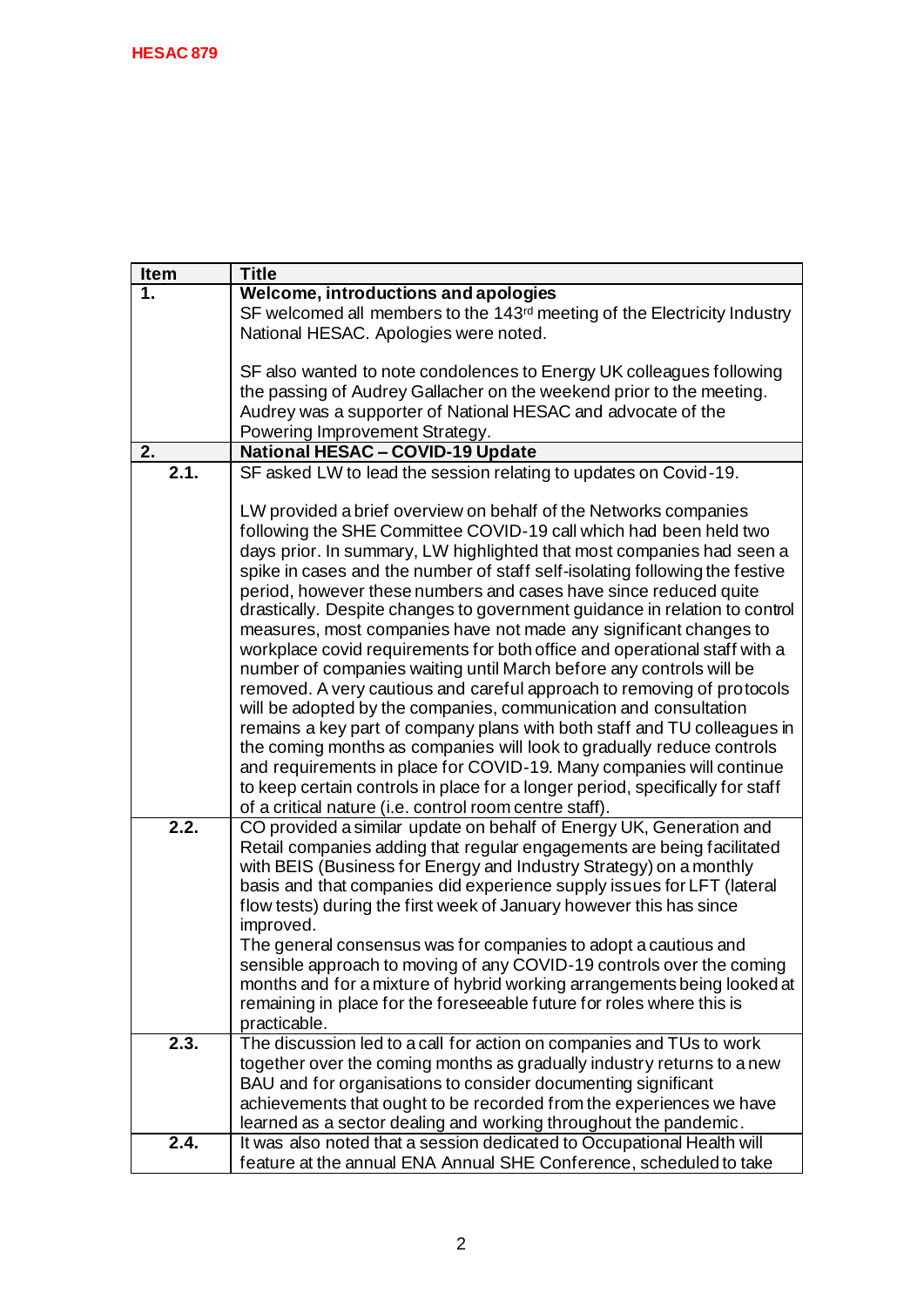HESAC 879

| Item | Title |
|---|---|
| **1.** | **Welcome, introductions and apologies**<br>SF welcomed all members to the 143rd meeting of the Electricity Industry National HESAC. Apologies were noted.<br><br>SF also wanted to note condolences to Energy UK colleagues following the passing of Audrey Gallacher on the weekend prior to the meeting. Audrey was a supporter of National HESAC and advocate of the Powering Improvement Strategy. |
| **2.** | **National HESAC – COVID-19 Update** |
| **2.1.** | SF asked LW to lead the session relating to updates on Covid-19.<br><br>LW provided a brief overview on behalf of the Networks companies following the SHE Committee COVID-19 call which had been held two days prior. In summary, LW highlighted that most companies had seen a spike in cases and the number of staff self-isolating following the festive period, however these numbers and cases have since reduced quite drastically. Despite changes to government guidance in relation to control measures, most companies have not made any significant changes to workplace covid requirements for both office and operational staff with a number of companies waiting until March before any controls will be removed. A very cautious and careful approach to removing of protocols will be adopted by the companies, communication and consultation remains a key part of company plans with both staff and TU colleagues in the coming months as companies will look to gradually reduce controls and requirements in place for COVID-19. Many companies will continue to keep certain controls in place for a longer period, specifically for staff of a critical nature (i.e. control room centre staff). |
| **2.2.** | CO provided a similar update on behalf of Energy UK, Generation and Retail companies adding that regular engagements are being facilitated with BEIS (Business for Energy and Industry Strategy) on a monthly basis and that companies did experience supply issues for LFT (lateral flow tests) during the first week of January however this has since improved.<br>The general consensus was for companies to adopt a cautious and sensible approach to moving of any COVID-19 controls over the coming months and for a mixture of hybrid working arrangements being looked at remaining in place for the foreseeable future for roles where this is practicable. |
| **2.3.** | The discussion led to a call for action on companies and TUs to work together over the coming months as gradually industry returns to a new BAU and for organisations to consider documenting significant achievements that ought to be recorded from the experiences we have learned as a sector dealing and working throughout the pandemic. |
| **2.4.** | It was also noted that a session dedicated to Occupational Health will feature at the annual ENA Annual SHE Conference, scheduled to take |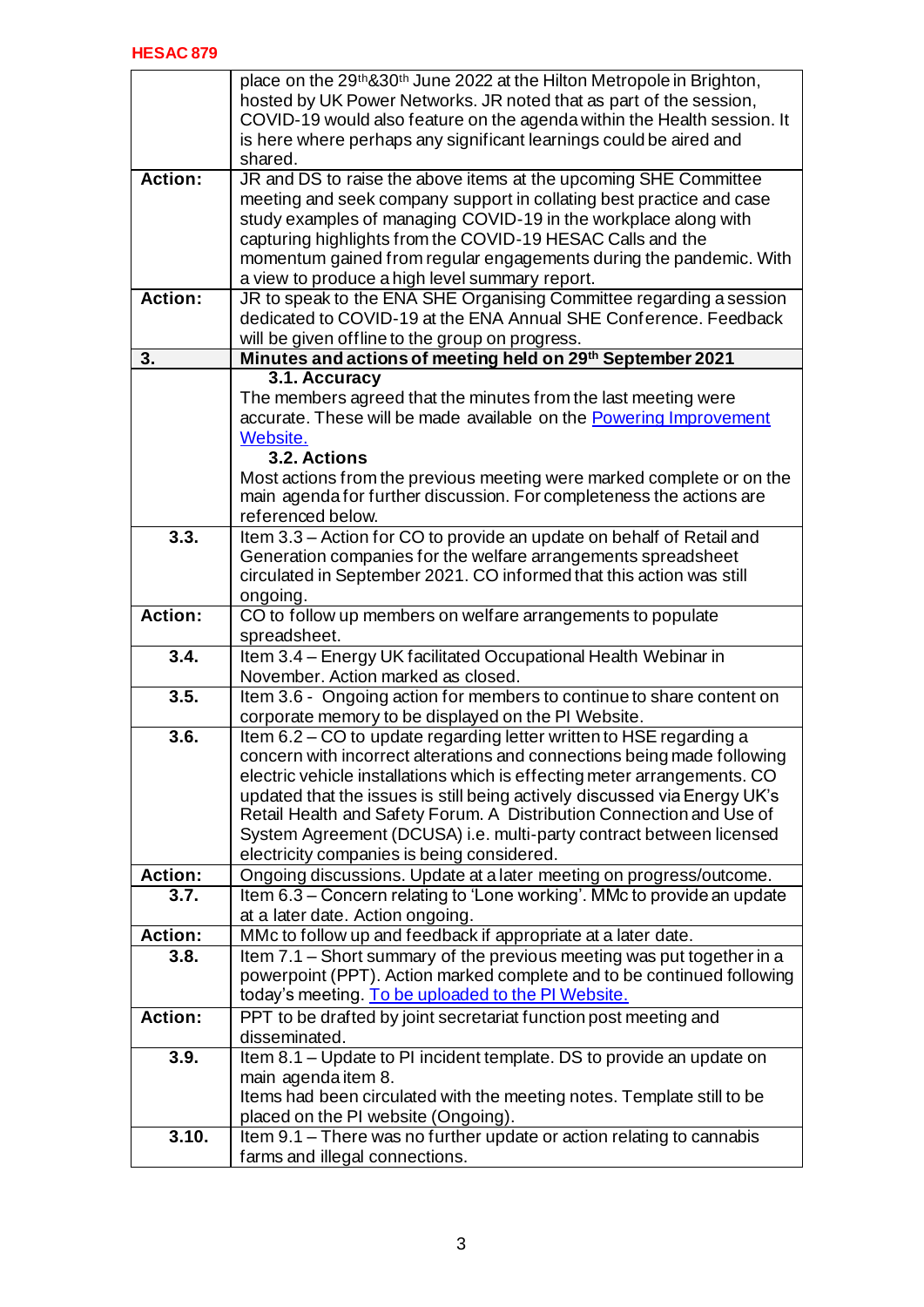| | |
|---|---|
| | place on the 29th&30th June 2022 at the Hilton Metropole in Brighton, hosted by UK Power Networks. JR noted that as part of the session, COVID-19 would also feature on the agenda within the Health session. It is here where perhaps any significant learnings could be aired and shared. |
| **Action:** | JR and DS to raise the above items at the upcoming SHE Committee meeting and seek company support in collating best practice and case study examples of managing COVID-19 in the workplace along with capturing highlights from the COVID-19 HESAC Calls and the momentum gained from regular engagements during the pandemic. With a view to produce a high level summary report. |
| **Action:** | JR to speak to the ENA SHE Organising Committee regarding a session dedicated to COVID-19 at the ENA Annual SHE Conference. Feedback will be given offline to the group on progress. |
| **3.** | **Minutes and actions of meeting held on 29th September 2021** |
| | **3.1. Accuracy**<br>The members agreed that the minutes from the last meeting were accurate. These will be made available on the Powering Improvement Website.<br>**3.2. Actions**<br>Most actions from the previous meeting were marked complete or on the main agenda for further discussion. For completeness the actions are referenced below. |
| **3.3.** | Item 3.3 – Action for CO to provide an update on behalf of Retail and Generation companies for the welfare arrangements spreadsheet circulated in September 2021. CO informed that this action was still ongoing. |
| **Action:** | CO to follow up members on welfare arrangements to populate spreadsheet. |
| **3.4.** | Item 3.4 – Energy UK facilitated Occupational Health Webinar in November. Action marked as closed. |
| **3.5.** | Item 3.6 - Ongoing action for members to continue to share content on corporate memory to be displayed on the PI Website. |
| **3.6.** | Item 6.2 – CO to update regarding letter written to HSE regarding a concern with incorrect alterations and connections being made following electric vehicle installations which is effecting meter arrangements. CO updated that the issues is still being actively discussed via Energy UK's Retail Health and Safety Forum. A Distribution Connection and Use of System Agreement (DCUSA) i.e. multi-party contract between licensed electricity companies is being considered. |
| **Action:** | Ongoing discussions. Update at a later meeting on progress/outcome. |
| **3.7.** | Item 6.3 – Concern relating to 'Lone working'. MMc to provide an update at a later date. Action ongoing. |
| **Action:** | MMc to follow up and feedback if appropriate at a later date. |
| **3.8.** | Item 7.1 – Short summary of the previous meeting was put together in a powerpoint (PPT). Action marked complete and to be continued following today's meeting. To be uploaded to the PI Website. |
| **Action:** | PPT to be drafted by joint secretariat function post meeting and disseminated. |
| **3.9.** | Item 8.1 – Update to PI incident template. DS to provide an update on main agenda item 8.<br>Items had been circulated with the meeting notes. Template still to be placed on the PI website (Ongoing). |
| **3.10.** | Item 9.1 – There was no further update or action relating to cannabis farms and illegal connections. |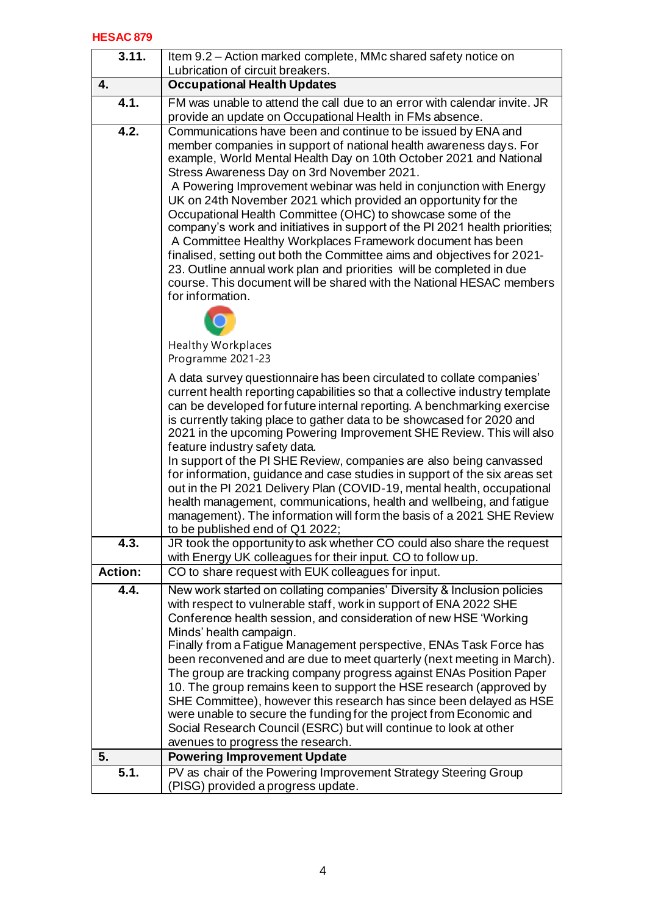| | |
|---|---|
| **3.11.** | Item 9.2 – Action marked complete, MMc shared safety notice on Lubrication of circuit breakers. |
| **4.** | **Occupational Health Updates** |
| **4.1.** | FM was unable to attend the call due to an error with calendar invite. JR provide an update on Occupational Health in FMs absence. |
| **4.2.** | Communications have been and continue to be issued by ENA and member companies in support of national health awareness days. For example, World Mental Health Day on 10th October 2021 and National Stress Awareness Day on 3rd November 2021. A Powering Improvement webinar was held in conjunction with Energy UK on 24th November 2021 which provided an opportunity for the Occupational Health Committee (OHC) to showcase some of the company's work and initiatives in support of the PI 2021 health priorities; A Committee Healthy Workplaces Framework document has been finalised, setting out both the Committee aims and objectives for 2021-23. Outline annual work plan and priorities will be completed in due course. This document will be shared with the National HESAC members for information. Healthy Workplaces Programme 2021-23 A data survey questionnaire has been circulated to collate companies' current health reporting capabilities so that a collective industry template can be developed for future internal reporting. A benchmarking exercise is currently taking place to gather data to be showcased for 2020 and 2021 in the upcoming Powering Improvement SHE Review. This will also feature industry safety data. In support of the PI SHE Review, companies are also being canvassed for information, guidance and case studies in support of the six areas set out in the PI 2021 Delivery Plan (COVID-19, mental health, occupational health management, communications, health and wellbeing, and fatigue management). The information will form the basis of a 2021 SHE Review to be published end of Q1 2022; |
| **4.3.** | JR took the opportunity to ask whether CO could also share the request with Energy UK colleagues for their input. CO to follow up. |
| **Action:** | CO to share request with EUK colleagues for input. |
| **4.4.** | New work started on collating companies' Diversity & Inclusion policies with respect to vulnerable staff, work in support of ENA 2022 SHE Conference health session, and consideration of new HSE 'Working Minds' health campaign. Finally from a Fatigue Management perspective, ENAs Task Force has been reconvened and are due to meet quarterly (next meeting in March). The group are tracking company progress against ENAs Position Paper 10. The group remains keen to support the HSE research (approved by SHE Committee), however this research has since been delayed as HSE were unable to secure the funding for the project from Economic and Social Research Council (ESRC) but will continue to look at other avenues to progress the research. |
| **5.** | **Powering Improvement Update** |
| **5.1.** | PV as chair of the Powering Improvement Strategy Steering Group (PISG) provided a progress update. |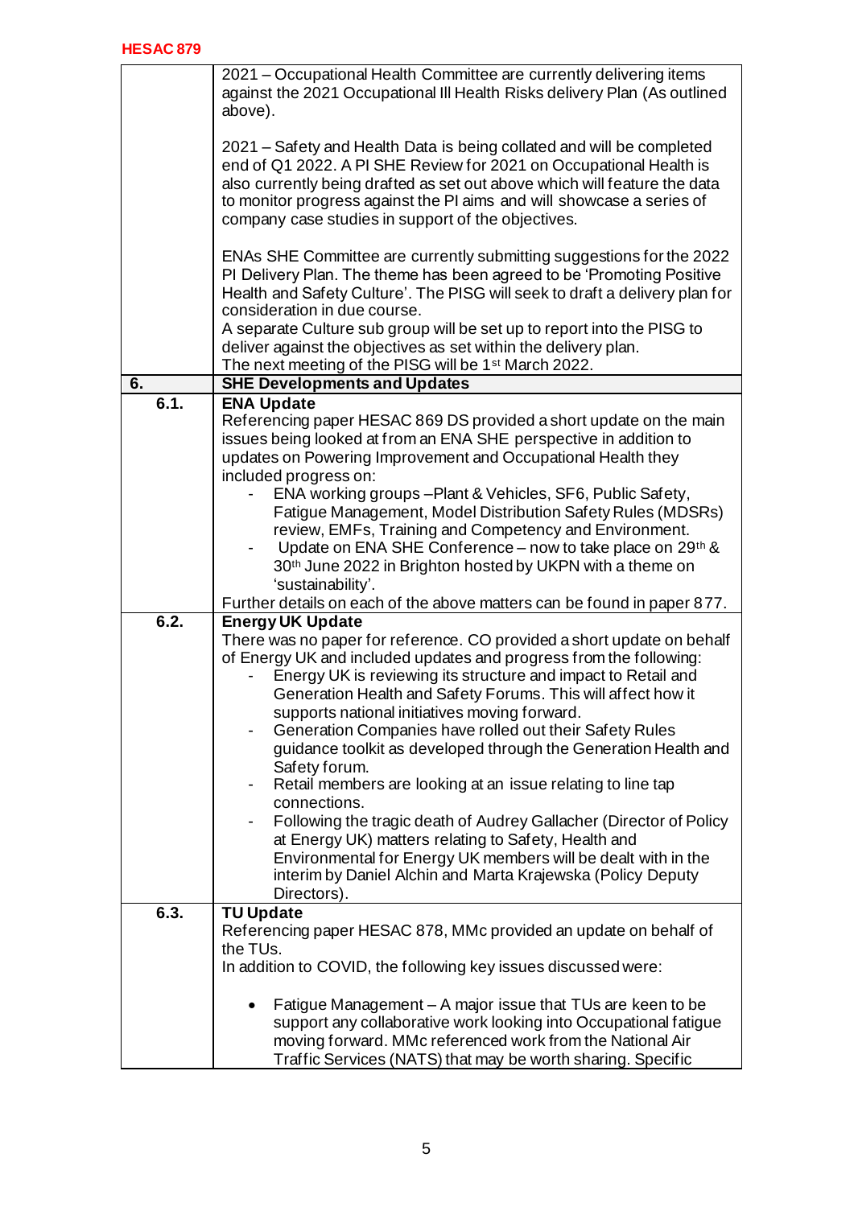| | |
|---|---|
| | 2021 – Occupational Health Committee are currently delivering items against the 2021 Occupational Ill Health Risks delivery Plan (As outlined above).<br><br>2021 – Safety and Health Data is being collated and will be completed end of Q1 2022. A PI SHE Review for 2021 on Occupational Health is also currently being drafted as set out above which will feature the data to monitor progress against the PI aims and will showcase a series of company case studies in support of the objectives.<br><br>ENAs SHE Committee are currently submitting suggestions for the 2022 PI Delivery Plan. The theme has been agreed to be 'Promoting Positive Health and Safety Culture'. The PISG will seek to draft a delivery plan for consideration in due course.<br>A separate Culture sub group will be set up to report into the PISG to deliver against the objectives as set within the delivery plan.<br>The next meeting of the PISG will be 1st March 2022. |
| **6.** | **SHE Developments and Updates** |
| **6.1.** | **ENA Update**<br>Referencing paper HESAC 869 DS provided a short update on the main issues being looked at from an ENA SHE perspective in addition to updates on Powering Improvement and Occupational Health they included progress on:<br>- ENA working groups –Plant & Vehicles, SF6, Public Safety, Fatigue Management, Model Distribution Safety Rules (MDSRs) review, EMFs, Training and Competency and Environment.<br>- Update on ENA SHE Conference – now to take place on 29th & 30th June 2022 in Brighton hosted by UKPN with a theme on 'sustainability'.<br>Further details on each of the above matters can be found in paper 877. |
| **6.2.** | **Energy UK Update**<br>There was no paper for reference. CO provided a short update on behalf of Energy UK and included updates and progress from the following:<br>- Energy UK is reviewing its structure and impact to Retail and Generation Health and Safety Forums. This will affect how it supports national initiatives moving forward.<br>- Generation Companies have rolled out their Safety Rules guidance toolkit as developed through the Generation Health and Safety forum.<br>- Retail members are looking at an issue relating to line tap connections.<br>- Following the tragic death of Audrey Gallacher (Director of Policy at Energy UK) matters relating to Safety, Health and Environmental for Energy UK members will be dealt with in the interim by Daniel Alchin and Marta Krajewska (Policy Deputy Directors). |
| **6.3.** | **TU Update**<br>Referencing paper HESAC 878, MMc provided an update on behalf of the TUs.<br>In addition to COVID, the following key issues discussed were:<br><br>• Fatigue Management – A major issue that TUs are keen to be support any collaborative work looking into Occupational fatigue moving forward. MMc referenced work from the National Air Traffic Services (NATS) that may be worth sharing. Specific |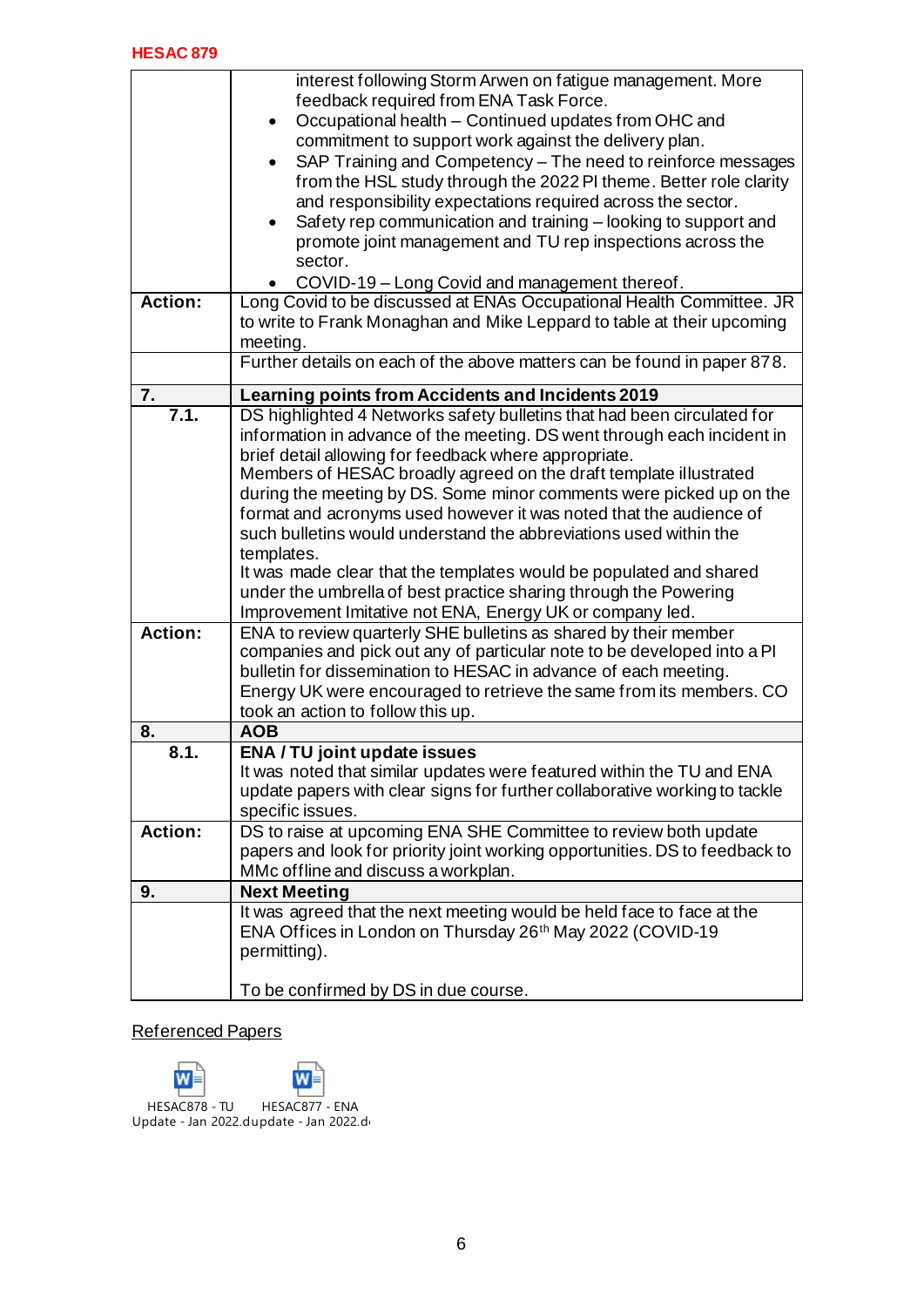| | |
|---|---|
| | interest following Storm Arwen on fatigue management. More feedback required from ENA Task Force.<br>• Occupational health – Continued updates from OHC and commitment to support work against the delivery plan.<br>• SAP Training and Competency – The need to reinforce messages from the HSL study through the 2022 PI theme. Better role clarity and responsibility expectations required across the sector.<br>• Safety rep communication and training – looking to support and promote joint management and TU rep inspections across the sector.<br>• COVID-19 – Long Covid and management thereof. |
| **Action:** | Long Covid to be discussed at ENAs Occupational Health Committee. JR to write to Frank Monaghan and Mike Leppard to table at their upcoming meeting. |
| | Further details on each of the above matters can be found in paper 878. |
| **7.** | **Learning points from Accidents and Incidents 2019** |
| **7.1.** | DS highlighted 4 Networks safety bulletins that had been circulated for information in advance of the meeting. DS went through each incident in brief detail allowing for feedback where appropriate.<br>Members of HESAC broadly agreed on the draft template illustrated during the meeting by DS. Some minor comments were picked up on the format and acronyms used however it was noted that the audience of such bulletins would understand the abbreviations used within the templates.<br>It was made clear that the templates would be populated and shared under the umbrella of best practice sharing through the Powering Improvement Imitative not ENA, Energy UK or company led. |
| **Action:** | ENA to review quarterly SHE bulletins as shared by their member companies and pick out any of particular note to be developed into a PI bulletin for dissemination to HESAC in advance of each meeting.<br>Energy UK were encouraged to retrieve the same from its members. CO took an action to follow this up. |
| **8.** | **AOB** |
| **8.1.** | **ENA / TU joint update issues**<br>It was noted that similar updates were featured within the TU and ENA update papers with clear signs for further collaborative working to tackle specific issues. |
| **Action:** | DS to raise at upcoming ENA SHE Committee to review both update papers and look for priority joint working opportunities. DS to feedback to MMc offline and discuss a workplan. |
| **9.** | **Next Meeting** |
| | It was agreed that the next meeting would be held face to face at the ENA Offices in London on Thursday 26th May 2022 (COVID-19 permitting).<br><br>To be confirmed by DS in due course. |

Referenced Papers

HESAC878 - TU Update - Jan 2022.d

HESAC877 - ENA update - Jan 2022.d